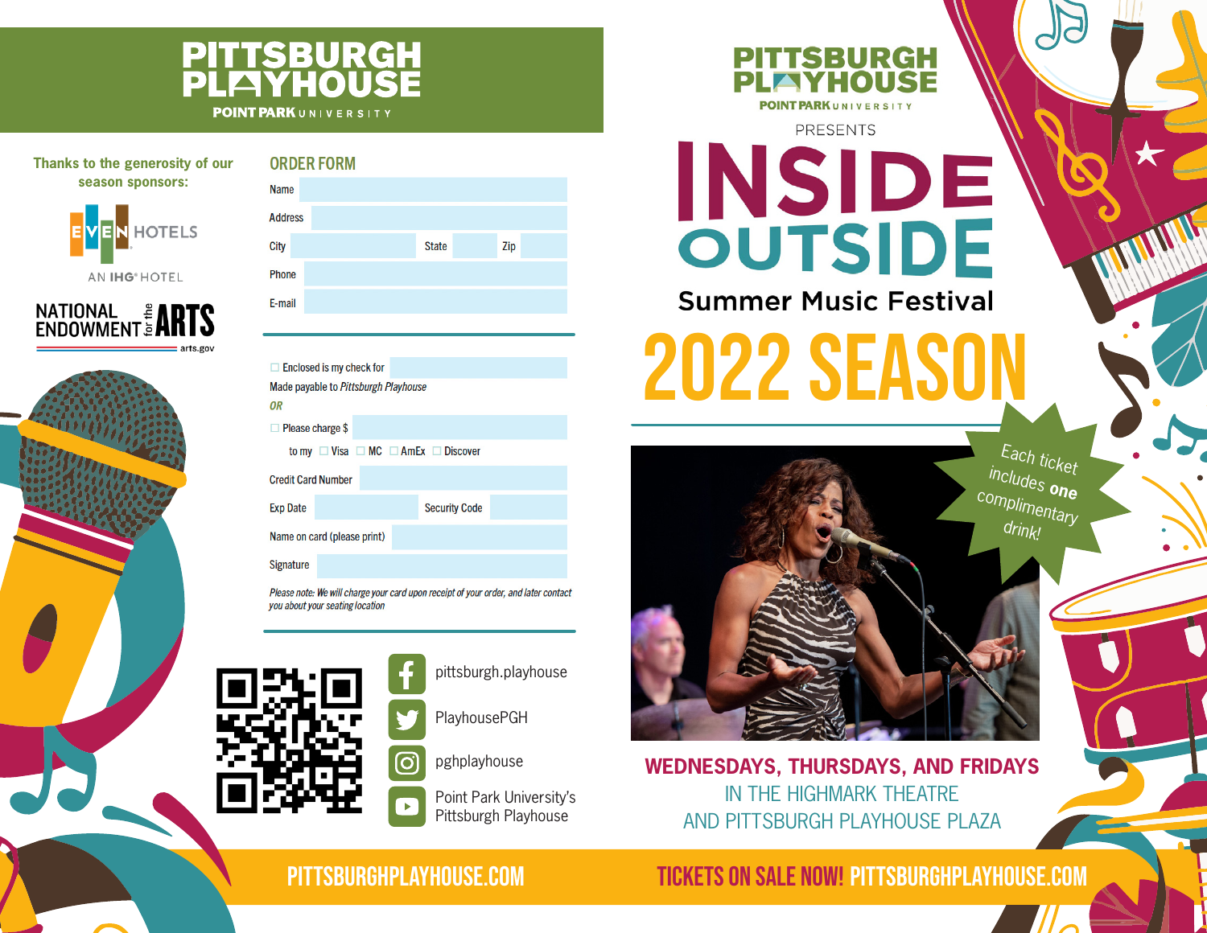# PITTSBURGH PLAYHOUSE

POINT PARK UNIVERSITY

Thanks to the generosity of our season sponsors:

EVEN HOTELS
AN IHG® HOTEL

NATIONAL ENDOWMENT for the ARTS
arts.gov

## ORDER FORM

Name

Address

City State Zip

Phone

E-mail

☐ Enclosed is my check for

Made payable to *Pittsburgh Playhouse*

*OR*

☐ Please charge $

to my ☐ Visa ☐ MC ☐ AmEx ☐ Discover

Credit Card Number

Exp Date Security Code

Name on card (please print)

Signature

*Please note: We will charge your card upon receipt of your order, and later contact you about your seating location*

pittsburgh.playhouse

PlayhousePGH

pghplayhouse

Point Park University's Pittsburgh Playhouse

PITTSBURGHPLAYHOUSE.COM

PITTSBURGH PLAYHOUSE
POINT PARK UNIVERSITY

PRESENTS

# INSIDE OUTSIDE

## Summer Music Festival

# 2022 SEASON

Each ticket includes **one** complimentary drink!

**WEDNESDAYS, THURSDAYS, AND FRIDAYS**
IN THE HIGHMARK THEATRE
AND PITTSBURGH PLAYHOUSE PLAZA

TICKETS ON SALE NOW! PITTSBURGHPLAYHOUSE.COM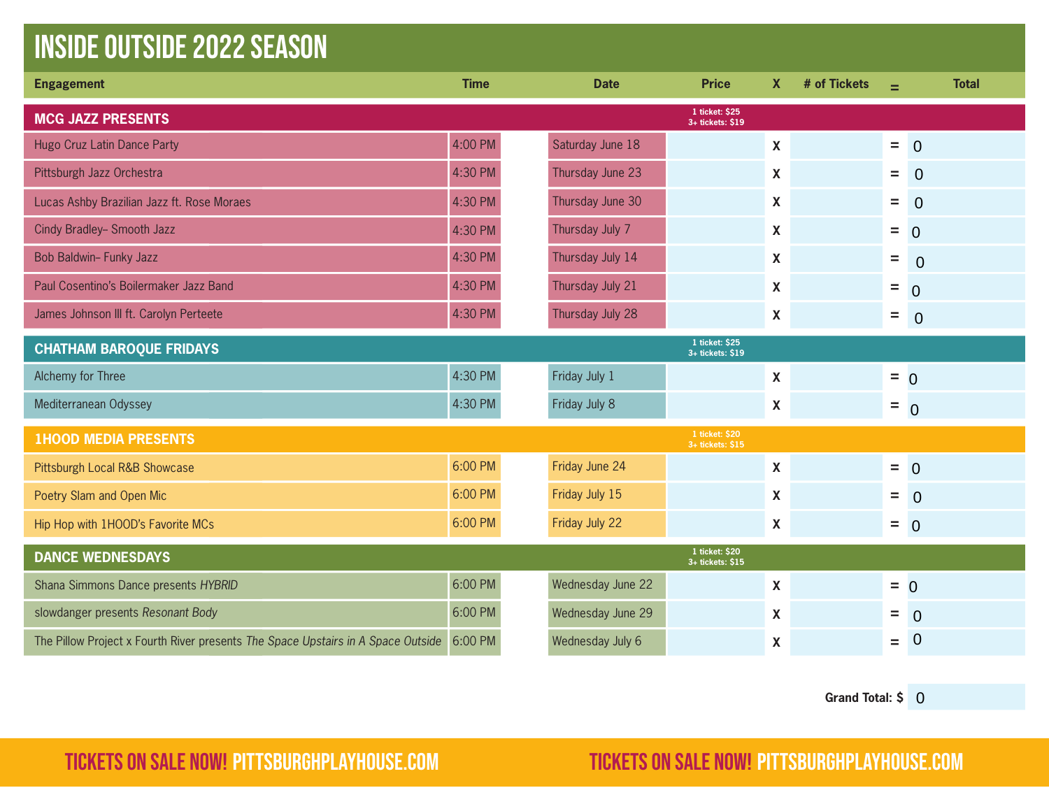# INSIDE OUTSIDE 2022 SEASON

| Engagement | Time | Date | Price | X | # of Tickets | = | Total |
|---|---|---|---|---|---|---|---|
| **MCG JAZZ PRESENTS** | | | 1 ticket: $25<br>3+ tickets: $19 | | | | |
| Hugo Cruz Latin Dance Party | 4:00 PM | Saturday June 18 | | X | | = | 0 |
| Pittsburgh Jazz Orchestra | 4:30 PM | Thursday June 23 | | X | | = | 0 |
| Lucas Ashby Brazilian Jazz ft. Rose Moraes | 4:30 PM | Thursday June 30 | | X | | = | 0 |
| Cindy Bradley– Smooth Jazz | 4:30 PM | Thursday July 7 | | X | | = | 0 |
| Bob Baldwin– Funky Jazz | 4:30 PM | Thursday July 14 | | X | | = | 0 |
| Paul Cosentino's Boilermaker Jazz Band | 4:30 PM | Thursday July 21 | | X | | = | 0 |
| James Johnson III ft. Carolyn Perteete | 4:30 PM | Thursday July 28 | | X | | = | 0 |
| **CHATHAM BAROQUE FRIDAYS** | | | 1 ticket: $25<br>3+ tickets: $19 | | | | |
| Alchemy for Three | 4:30 PM | Friday July 1 | | X | | = | 0 |
| Mediterranean Odyssey | 4:30 PM | Friday July 8 | | X | | = | 0 |
| **1HOOD MEDIA PRESENTS** | | | 1 ticket: $20<br>3+ tickets: $15 | | | | |
| Pittsburgh Local R&B Showcase | 6:00 PM | Friday June 24 | | X | | = | 0 |
| Poetry Slam and Open Mic | 6:00 PM | Friday July 15 | | X | | = | 0 |
| Hip Hop with 1HOOD's Favorite MCs | 6:00 PM | Friday July 22 | | X | | = | 0 |
| **DANCE WEDNESDAYS** | | | 1 ticket: $20<br>3+ tickets: $15 | | | | |
| Shana Simmons Dance presents *HYBRID* | 6:00 PM | Wednesday June 22 | | X | | = | 0 |
| slowdanger presents *Resonant Body* | 6:00 PM | Wednesday June 29 | | X | | = | 0 |
| The Pillow Project x Fourth River presents *The Space Upstairs in A Space Outside* | 6:00 PM | Wednesday July 6 | | X | | = | 0 |

**Grand Total: $** 0

**TICKETS ON SALE NOW! PITTSBURGHPLAYHOUSE.COM**

**TICKETS ON SALE NOW! PITTSBURGHPLAYHOUSE.COM**